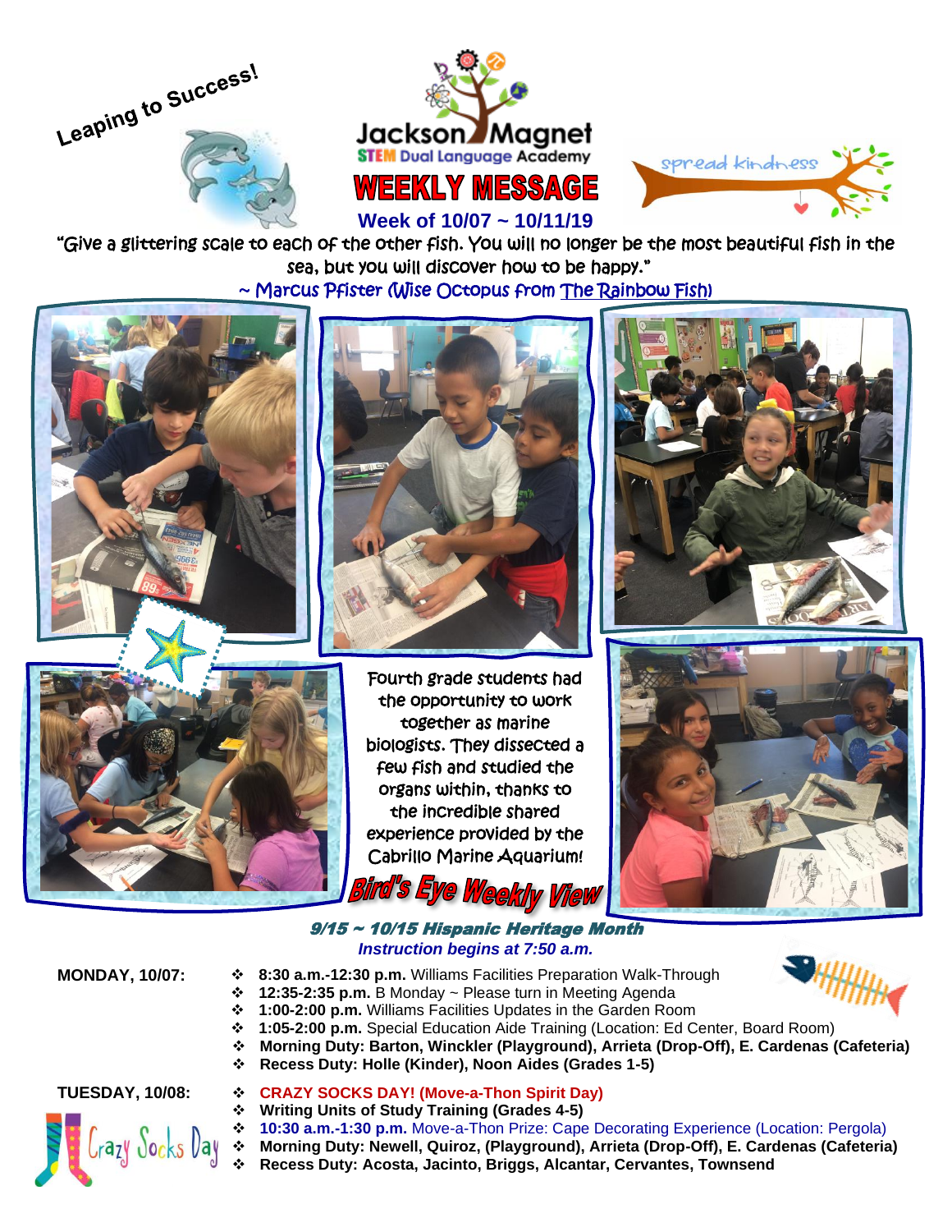Leaping to Success!

Jackson Magnet
STEM Dual Language Academy

spread kindness

# WEEKLY MESSAGE

**Week of 10/07 ~ 10/11/19**

"Give a glittering scale to each of the other fish. You will no longer be the most beautiful fish in the sea, but you will discover how to be happy."
~ Marcus Pfister (Wise Octopus from The Rainbow Fish)

Fourth grade students had the opportunity to work together as marine biologists. They dissected a few fish and studied the organs within, thanks to the incredible shared experience provided by the Cabrillo Marine Aquarium!

## Bird's Eye Weekly View

***9/15 ~ 10/15 Hispanic Heritage Month***

***Instruction begins at 7:50 a.m.***

**MONDAY, 10/07:**

- **8:30 a.m.-12:30 p.m.** Williams Facilities Preparation Walk-Through
- **12:35-2:35 p.m.** B Monday ~ Please turn in Meeting Agenda
- **1:00-2:00 p.m.** Williams Facilities Updates in the Garden Room
- **1:05-2:00 p.m.** Special Education Aide Training (Location: Ed Center, Board Room)
- **Morning Duty: Barton, Winckler (Playground), Arrieta (Drop-Off), E. Cardenas (Cafeteria)**
- **Recess Duty: Holle (Kinder), Noon Aides (Grades 1-5)**

**TUESDAY, 10/08:**

Crazy Socks Day

- **CRAZY SOCKS DAY! (Move-a-Thon Spirit Day)**
- **Writing Units of Study Training (Grades 4-5)**
- **10:30 a.m.-1:30 p.m.** Move-a-Thon Prize: Cape Decorating Experience (Location: Pergola)
- **Morning Duty: Newell, Quiroz, (Playground), Arrieta (Drop-Off), E. Cardenas (Cafeteria)**
- **Recess Duty: Acosta, Jacinto, Briggs, Alcantar, Cervantes, Townsend**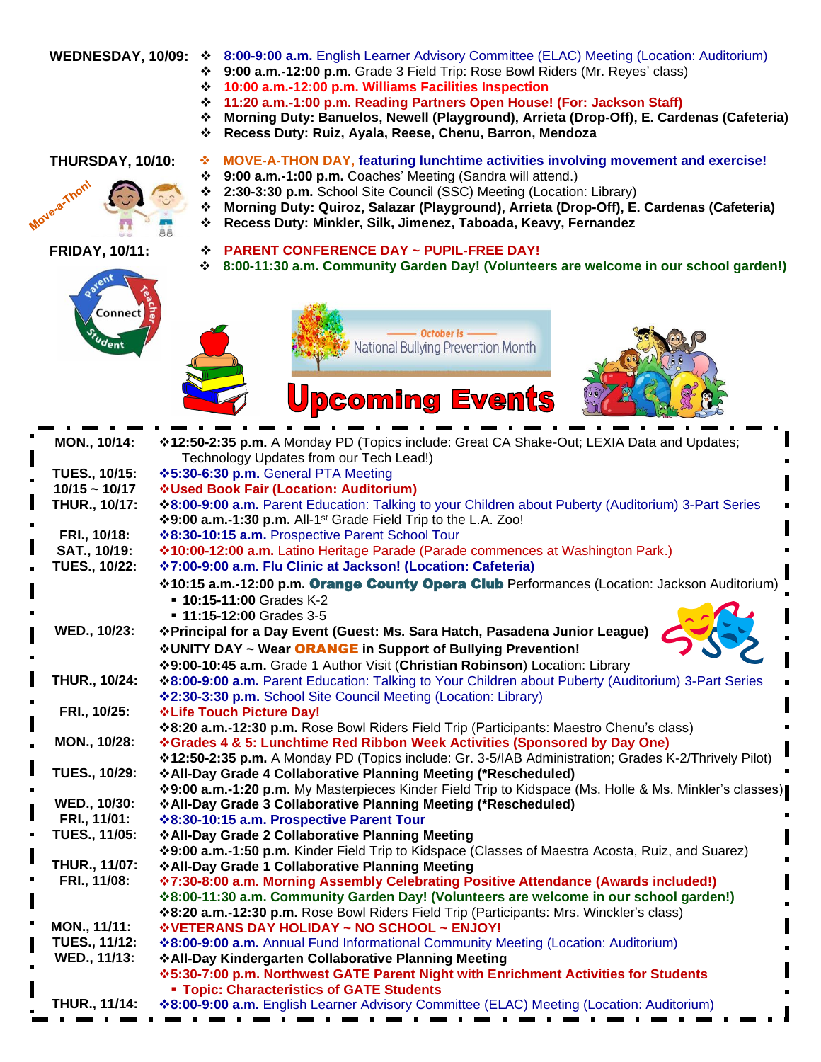**WEDNESDAY, 10/09:**

- **8:00-9:00 a.m.** English Learner Advisory Committee (ELAC) Meeting (Location: Auditorium)
- **9:00 a.m.-12:00 p.m.** Grade 3 Field Trip: Rose Bowl Riders (Mr. Reyes' class)
- **10:00 a.m.-12:00 p.m. Williams Facilities Inspection**
- **11:20 a.m.-1:00 p.m. Reading Partners Open House! (For: Jackson Staff)**
- **Morning Duty: Banuelos, Newell (Playground), Arrieta (Drop-Off), E. Cardenas (Cafeteria)**
- **Recess Duty: Ruiz, Ayala, Reese, Chenu, Barron, Mendoza**

**THURSDAY, 10/10:**

- **MOVE-A-THON DAY, featuring lunchtime activities involving movement and exercise!**
- **9:00 a.m.-1:00 p.m.** Coaches' Meeting (Sandra will attend.)
- **2:30-3:30 p.m.** School Site Council (SSC) Meeting (Location: Library)
- **Morning Duty: Quiroz, Salazar (Playground), Arrieta (Drop-Off), E. Cardenas (Cafeteria)**
- **Recess Duty: Minkler, Silk, Jimenez, Taboada, Keavy, Fernandez**

Move-a-Thon!

**FRIDAY, 10/11:**

- **PARENT CONFERENCE DAY ~ PUPIL-FREE DAY!**
- **8:00-11:30 a.m. Community Garden Day! (Volunteers are welcome in our school garden!)**

Parent Teacher Student Connect

October is National Bullying Prevention Month

# Upcoming Events

| | |
|---|---|
| **MON., 10/14:** | ❖**12:50-2:35 p.m.** A Monday PD (Topics include: Great CA Shake-Out; LEXIA Data and Updates; Technology Updates from our Tech Lead!) |
| **TUES., 10/15:** | ❖**5:30-6:30 p.m.** General PTA Meeting |
| **10/15 ~ 10/17** | ❖**Used Book Fair (Location: Auditorium)** |
| **THUR., 10/17:** | ❖**8:00-9:00 a.m.** Parent Education: Talking to your Children about Puberty (Auditorium) 3-Part Series |
| | ❖**9:00 a.m.-1:30 p.m.** All-1st Grade Field Trip to the L.A. Zoo! |
| **FRI., 10/18:** | ❖**8:30-10:15 a.m.** Prospective Parent School Tour |
| **SAT., 10/19:** | ❖**10:00-12:00 a.m.** Latino Heritage Parade (Parade commences at Washington Park.) |
| **TUES., 10/22:** | ❖**7:00-9:00 a.m. Flu Clinic at Jackson! (Location: Cafeteria)** |
| | ❖**10:15 a.m.-12:00 p.m. Orange County Opera Club** Performances (Location: Jackson Auditorium)<br>▪ **10:15-11:00** Grades K-2<br>▪ **11:15-12:00** Grades 3-5 |
| **WED., 10/23:** | ❖**Principal for a Day Event (Guest: Ms. Sara Hatch, Pasadena Junior League)** |
| | ❖**UNITY DAY ~ Wear ORANGE in Support of Bullying Prevention!** |
| | ❖**9:00-10:45 a.m.** Grade 1 Author Visit (**Christian Robinson**) Location: Library |
| **THUR., 10/24:** | ❖**8:00-9:00 a.m.** Parent Education: Talking to Your Children about Puberty (Auditorium) 3-Part Series |
| | ❖**2:30-3:30 p.m.** School Site Council Meeting (Location: Library) |
| **FRI., 10/25:** | ❖**Life Touch Picture Day!** |
| | ❖**8:20 a.m.-12:30 p.m.** Rose Bowl Riders Field Trip (Participants: Maestro Chenu's class) |
| **MON., 10/28:** | ❖**Grades 4 & 5: Lunchtime Red Ribbon Week Activities (Sponsored by Day One)** |
| | ❖**12:50-2:35 p.m.** A Monday PD (Topics include: Gr. 3-5/IAB Administration; Grades K-2/Thrively Pilot) |
| **TUES., 10/29:** | ❖**All-Day Grade 4 Collaborative Planning Meeting (*Rescheduled)** |
| | ❖**9:00 a.m.-1:20 p.m.** My Masterpieces Kinder Field Trip to Kidspace (Ms. Holle & Ms. Minkler's classes) |
| **WED., 10/30:** | ❖**All-Day Grade 3 Collaborative Planning Meeting (*Rescheduled)** |
| **FRI., 11/01:** | ❖**8:30-10:15 a.m. Prospective Parent Tour** |
| **TUES., 11/05:** | ❖**All-Day Grade 2 Collaborative Planning Meeting** |
| | ❖**9:00 a.m.-1:50 p.m.** Kinder Field Trip to Kidspace (Classes of Maestra Acosta, Ruiz, and Suarez) |
| **THUR., 11/07:** | ❖**All-Day Grade 1 Collaborative Planning Meeting** |
| **FRI., 11/08:** | ❖**7:30-8:00 a.m. Morning Assembly Celebrating Positive Attendance (Awards included!)** |
| | ❖**8:00-11:30 a.m. Community Garden Day! (Volunteers are welcome in our school garden!)** |
| | ❖**8:20 a.m.-12:30 p.m.** Rose Bowl Riders Field Trip (Participants: Mrs. Winckler's class) |
| **MON., 11/11:** | ❖**VETERANS DAY HOLIDAY ~ NO SCHOOL ~ ENJOY!** |
| **TUES., 11/12:** | ❖**8:00-9:00 a.m.** Annual Fund Informational Community Meeting (Location: Auditorium) |
| **WED., 11/13:** | ❖**All-Day Kindergarten Collaborative Planning Meeting** |
| | ❖**5:30-7:00 p.m. Northwest GATE Parent Night with Enrichment Activities for Students**<br>▪ **Topic: Characteristics of GATE Students** |
| **THUR., 11/14:** | ❖**8:00-9:00 a.m.** English Learner Advisory Committee (ELAC) Meeting (Location: Auditorium) |